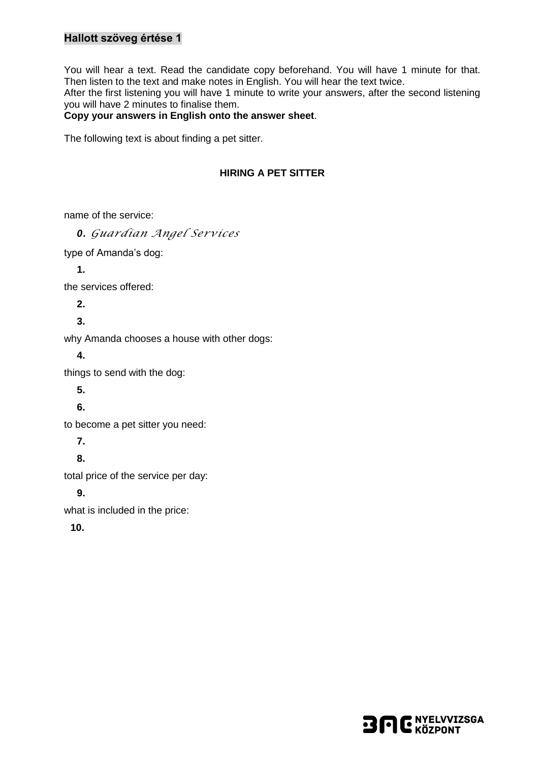**Hallott szöveg értése 1**

You will hear a text. Read the candidate copy beforehand. You will have 1 minute for that. Then listen to the text and make notes in English. You will hear the text twice.
After the first listening you will have 1 minute to write your answers, after the second listening you will have 2 minutes to finalise them.
**Copy your answers in English onto the answer sheet**.

The following text is about finding a pet sitter.

**HIRING A PET SITTER**

name of the service:

**0.** *Guardian Angel Services*

type of Amanda's dog:

**1.**

the services offered:

**2.**

**3.**

why Amanda chooses a house with other dogs:

**4.**

things to send with the dog:

**5.**

**6.**

to become a pet sitter you need:

**7.**

**8.**

total price of the service per day:

**9.**

what is included in the price:

**10.**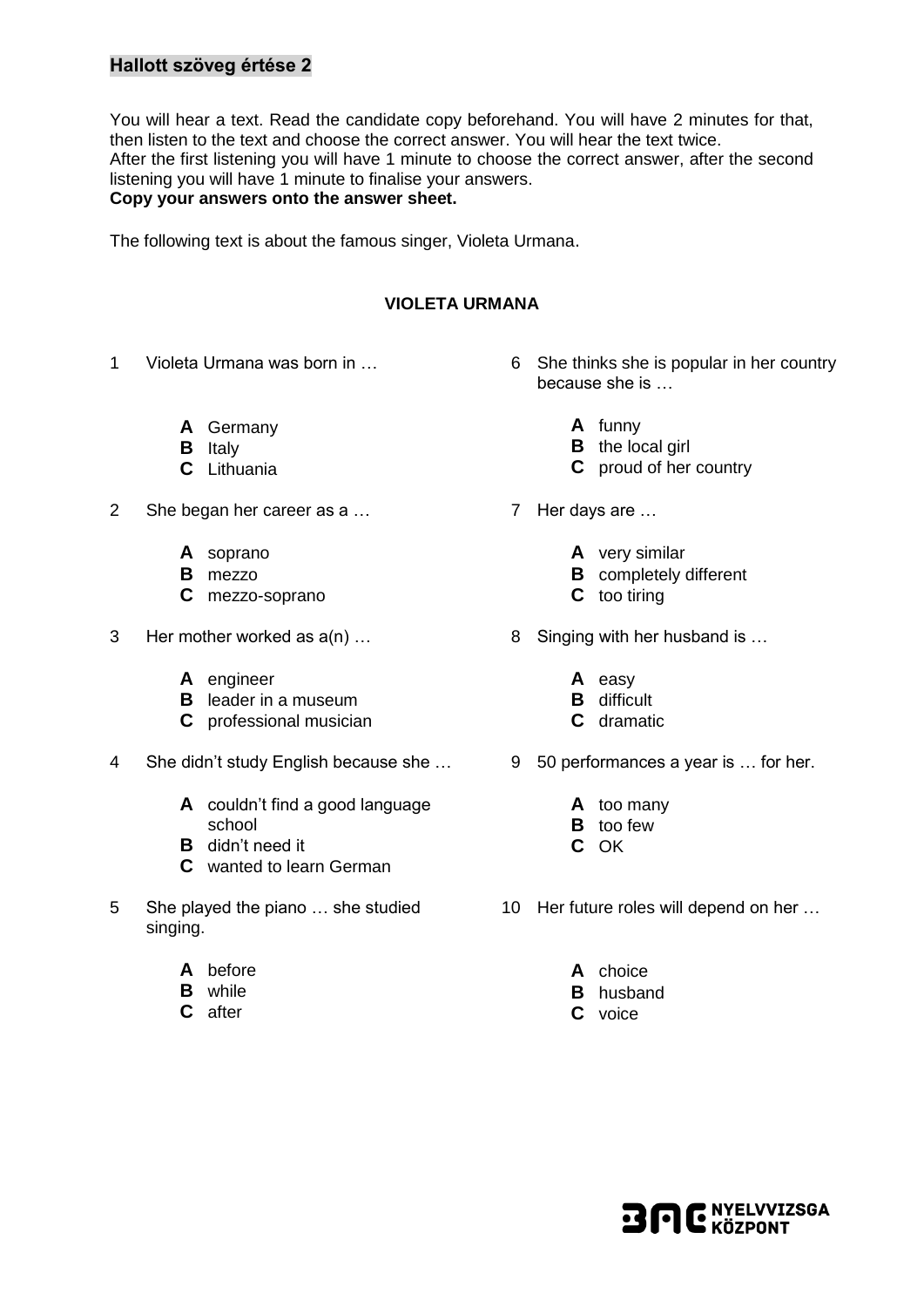**Hallott szöveg értése 2**

You will hear a text. Read the candidate copy beforehand. You will have 2 minutes for that, then listen to the text and choose the correct answer. You will hear the text twice.
After the first listening you will have 1 minute to choose the correct answer, after the second listening you will have 1 minute to finalise your answers.
**Copy your answers onto the answer sheet.**

The following text is about the famous singer, Violeta Urmana.

**VIOLETA URMANA**

1 Violeta Urmana was born in …

- **A** Germany
- **B** Italy
- **C** Lithuania

2 She began her career as a …

- **A** soprano
- **B** mezzo
- **C** mezzo-soprano

3 Her mother worked as a(n) …

- **A** engineer
- **B** leader in a museum
- **C** professional musician

4 She didn't study English because she …

- **A** couldn't find a good language school
- **B** didn't need it
- **C** wanted to learn German

5 She played the piano … she studied singing.

- **A** before
- **B** while
- **C** after

6 She thinks she is popular in her country because she is …

- **A** funny
- **B** the local girl
- **C** proud of her country

7 Her days are …

- **A** very similar
- **B** completely different
- **C** too tiring

8 Singing with her husband is …

- **A** easy
- **B** difficult
- **C** dramatic

9 50 performances a year is … for her.

- **A** too many
- **B** too few
- **C** OK

10 Her future roles will depend on her …

- **A** choice
- **B** husband
- **C** voice